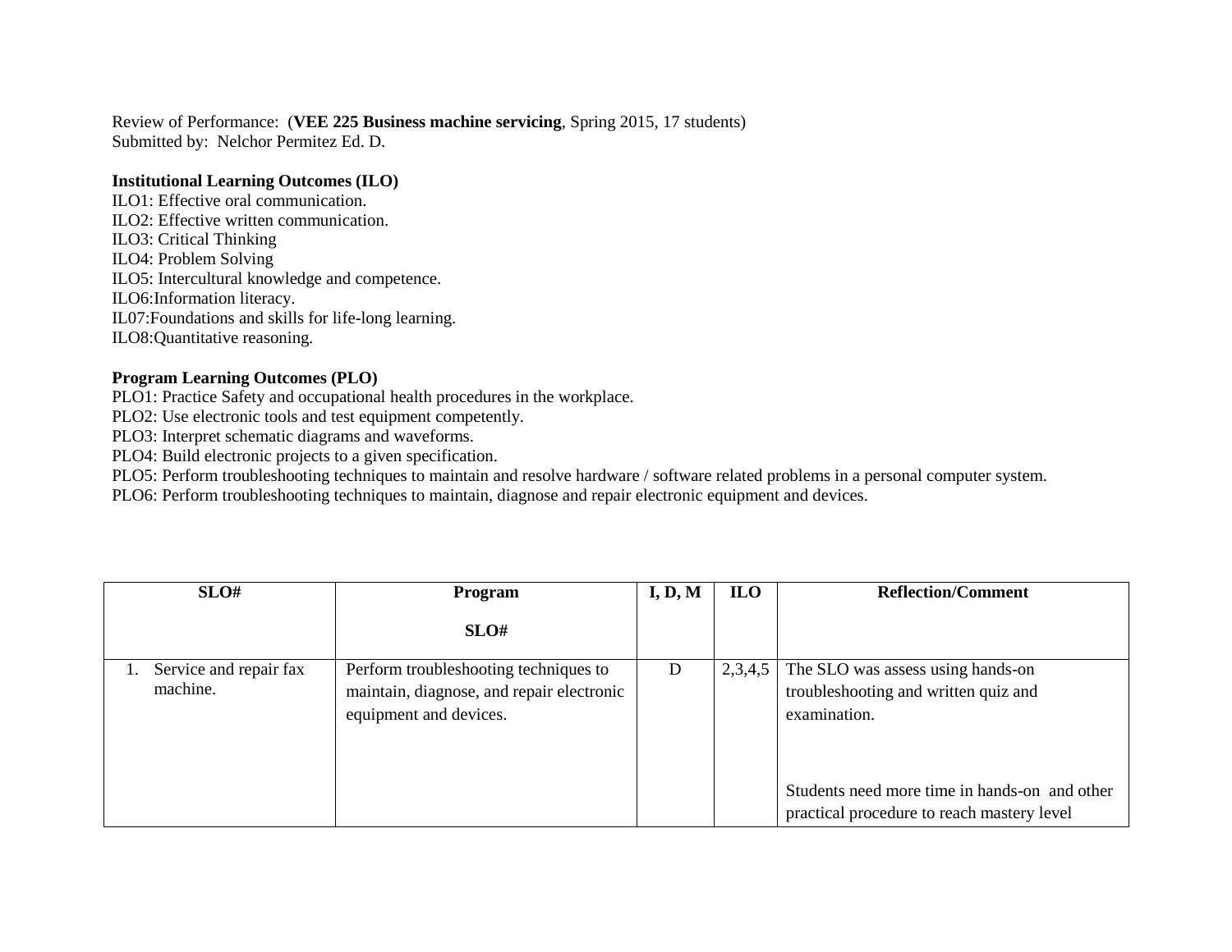Review of Performance: (**VEE 225 Business machine servicing**, Spring 2015, 17 students)
Submitted by: Nelchor Permitez Ed. D.

**Institutional Learning Outcomes (ILO)**
ILO1: Effective oral communication.
ILO2: Effective written communication.
ILO3: Critical Thinking
ILO4: Problem Solving
ILO5: Intercultural knowledge and competence.
ILO6:Information literacy.
IL07:Foundations and skills for life-long learning.
ILO8:Quantitative reasoning.

**Program Learning Outcomes (PLO)**
PLO1: Practice Safety and occupational health procedures in the workplace.
PLO2: Use electronic tools and test equipment competently.
PLO3: Interpret schematic diagrams and waveforms.
PLO4: Build electronic projects to a given specification.
PLO5: Perform troubleshooting techniques to maintain and resolve hardware / software related problems in a personal computer system.
PLO6: Perform troubleshooting techniques to maintain, diagnose and repair electronic equipment and devices.

| SLO# | Program SLO# | I, D, M | ILO | Reflection/Comment |
|---|---|---|---|---|
| 1. Service and repair fax machine. | Perform troubleshooting techniques to maintain, diagnose, and repair electronic equipment and devices. | D | 2,3,4,5 | The SLO was assess using hands-on troubleshooting and written quiz and examination.<br><br>Students need more time in hands-on and other practical procedure to reach mastery level |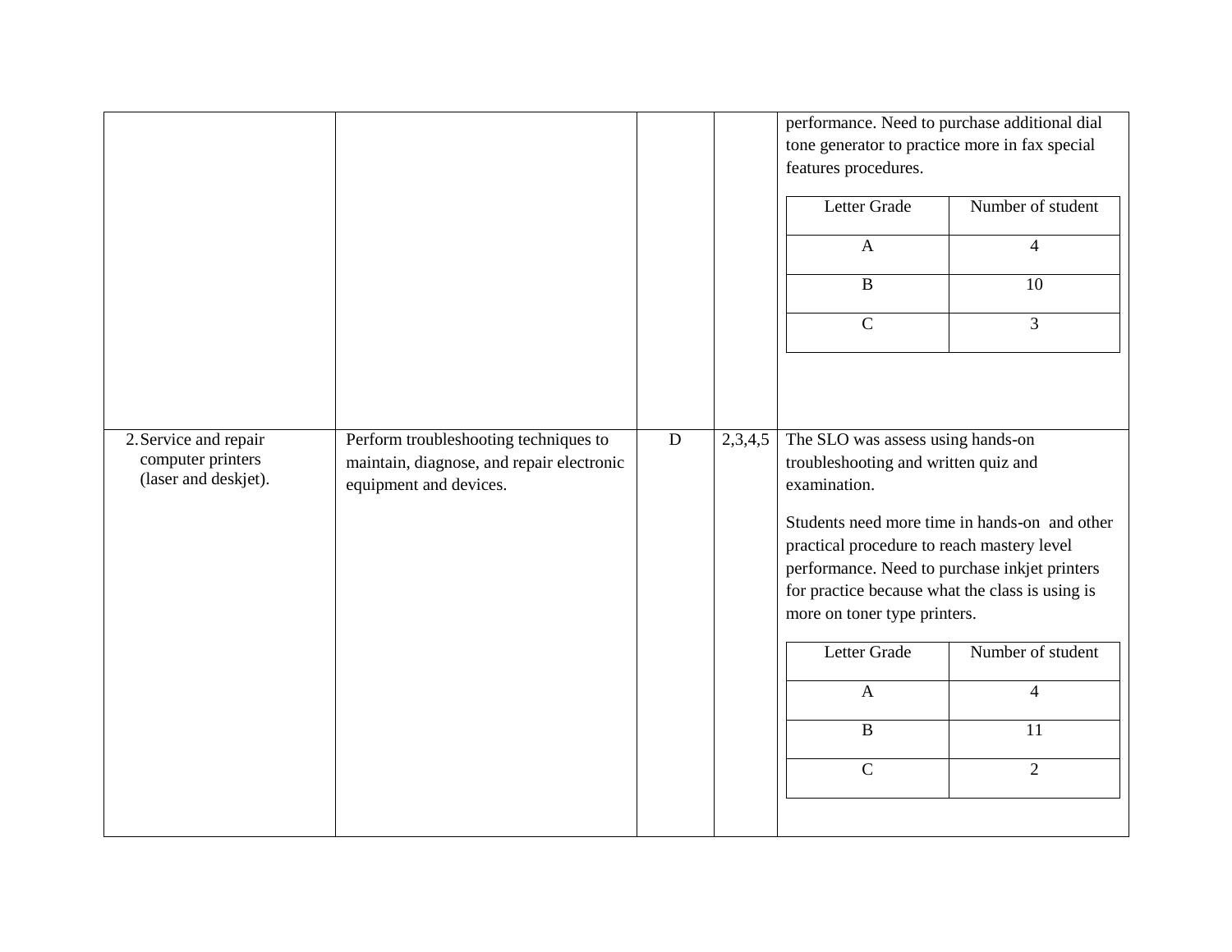| | | | | |
|---|---|---|---|---|
| | | | | performance. Need to purchase additional dial tone generator to practice more in fax special features procedures.<br><br>Letter Grade: A – 4, B – 10, C – 3 |
| 2. Service and repair computer printers (laser and deskjet). | Perform troubleshooting techniques to maintain, diagnose, and repair electronic equipment and devices. | D | 2,3,4,5 | The SLO was assess using hands-on troubleshooting and written quiz and examination.<br><br>Students need more time in hands-on and other practical procedure to reach mastery level performance. Need to purchase inkjet printers for practice because what the class is using is more on toner type printers.<br><br>Letter Grade: A – 4, B – 11, C – 2 |

| Letter Grade | Number of student |
|---|---|
| A | 4 |
| B | 10 |
| C | 3 |

| Letter Grade | Number of student |
|---|---|
| A | 4 |
| B | 11 |
| C | 2 |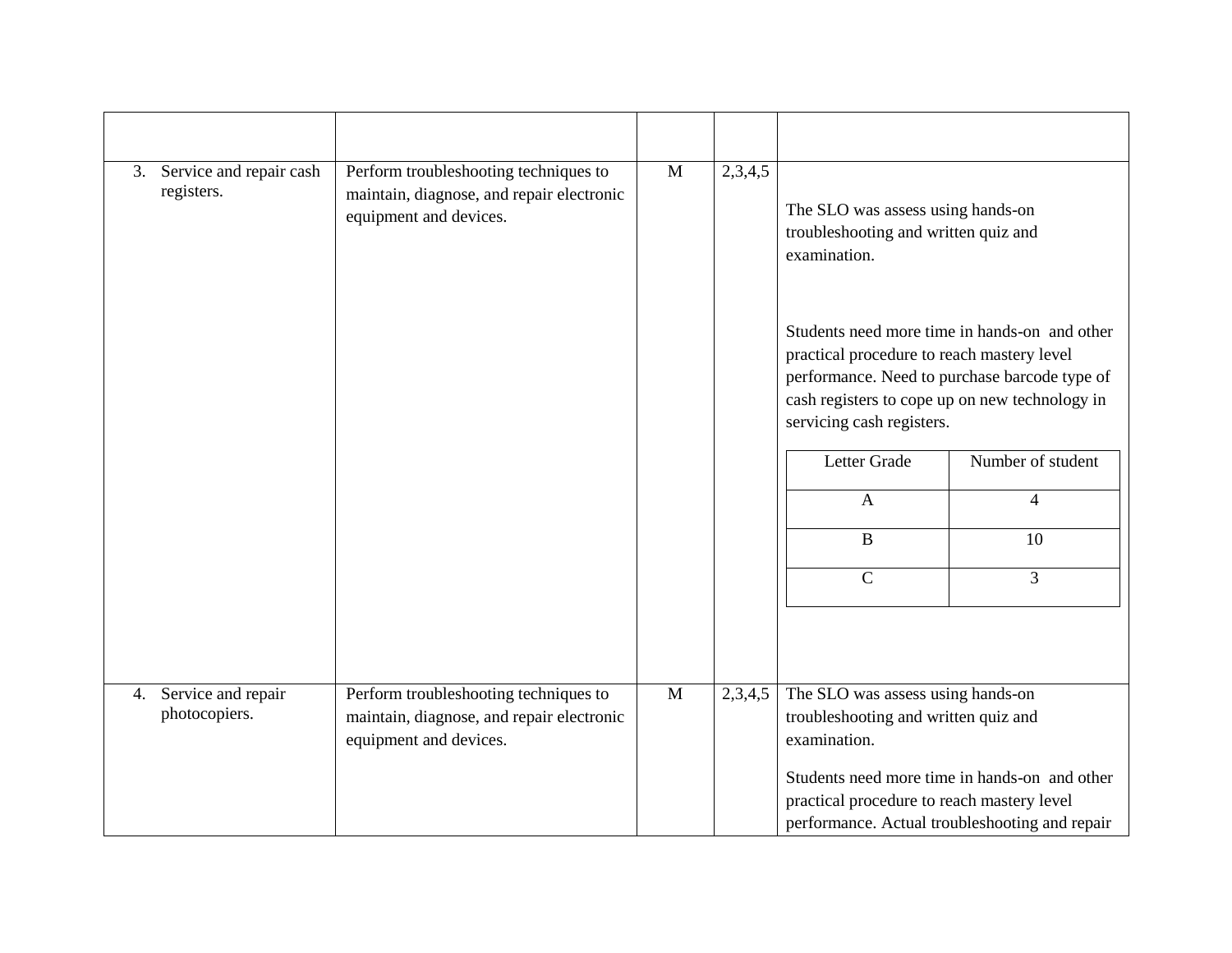| | | | | |
|---|---|---|---|---|
| 3. Service and repair cash registers. | Perform troubleshooting techniques to maintain, diagnose, and repair electronic equipment and devices. | M | 2,3,4,5 | The SLO was assess using hands-on troubleshooting and written quiz and examination.<br><br>Students need more time in hands-on and other practical procedure to reach mastery level performance. Need to purchase barcode type of cash registers to cope up on new technology in servicing cash registers.<br><br>Letter Grade – Number of student<br>A – 4<br>B – 10<br>C – 3 |
| 4. Service and repair photocopiers. | Perform troubleshooting techniques to maintain, diagnose, and repair electronic equipment and devices. | M | 2,3,4,5 | The SLO was assess using hands-on troubleshooting and written quiz and examination.<br><br>Students need more time in hands-on and other practical procedure to reach mastery level performance. Actual troubleshooting and repair |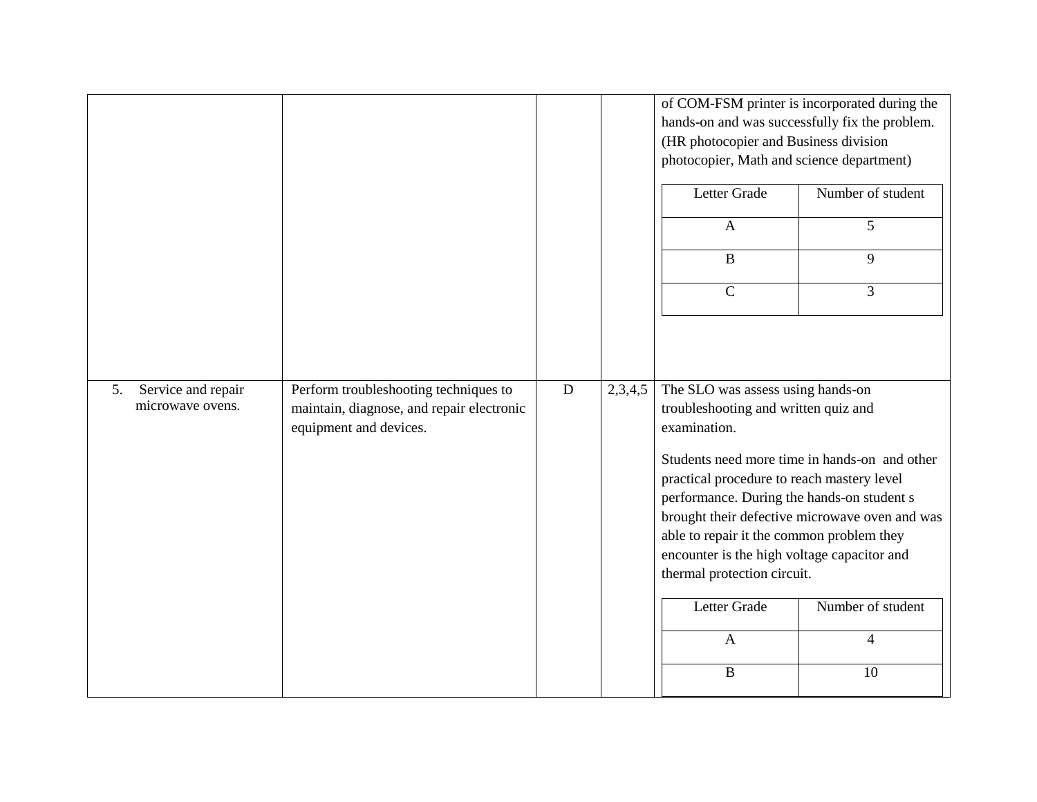| | | | | |
|---|---|---|---|---|
| | | | | of COM-FSM printer is incorporated during the hands-on and was successfully fix the problem. (HR photocopier and Business division photocopier, Math and science department)<br><br>Letter Grade / Number of student<br>A: 5<br>B: 9<br>C: 3 |
| 5. Service and repair microwave ovens. | Perform troubleshooting techniques to maintain, diagnose, and repair electronic equipment and devices. | D | 2,3,4,5 | The SLO was assess using hands-on troubleshooting and written quiz and examination.<br><br>Students need more time in hands-on and other practical procedure to reach mastery level performance. During the hands-on student s brought their defective microwave oven and was able to repair it the common problem they encounter is the high voltage capacitor and thermal protection circuit.<br><br>Letter Grade / Number of student<br>A: 4<br>B: 10 |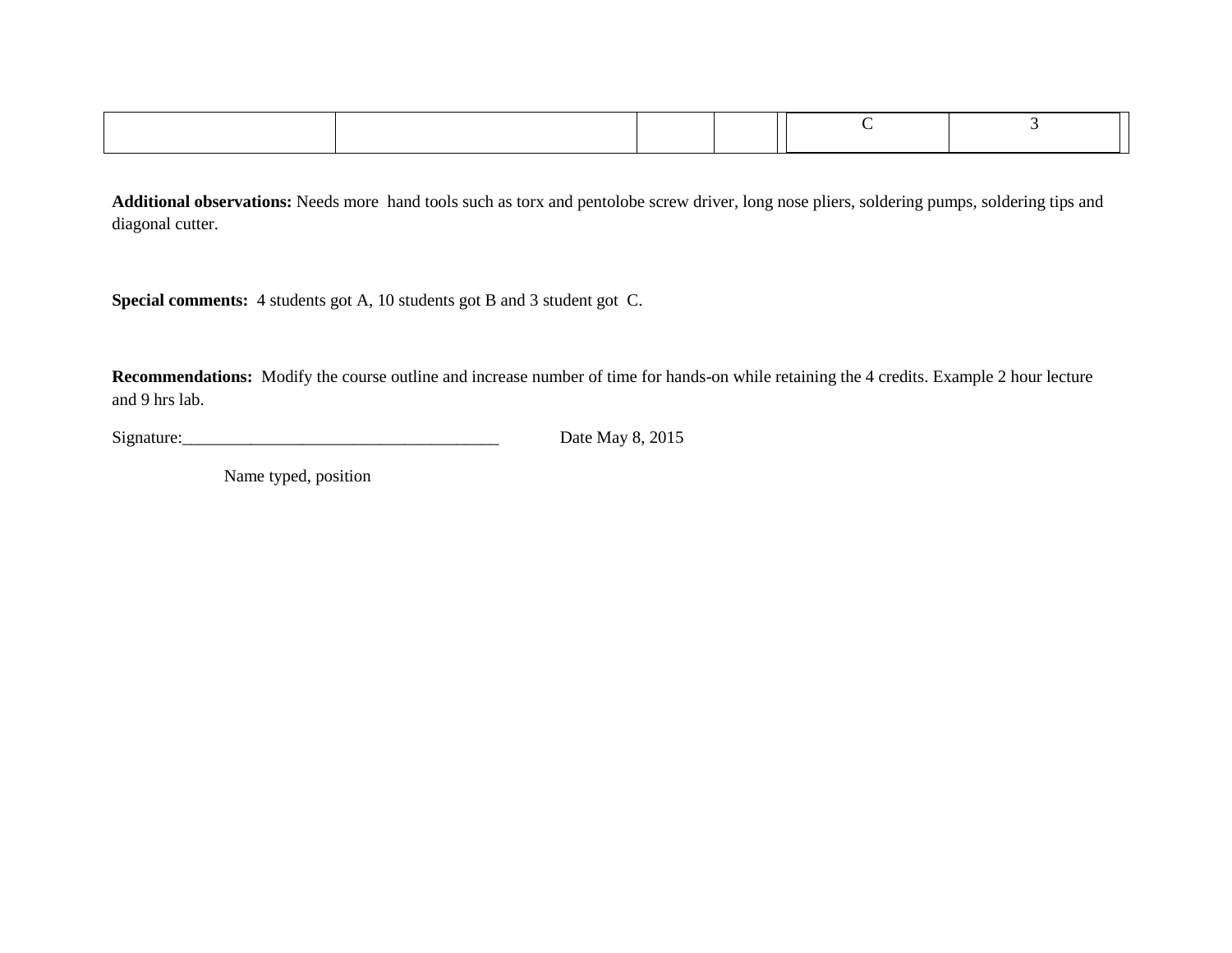| | | | | | | |
|---|---|---|---|---|---|---|
| | | | | | C | 3 |

**Additional observations:** Needs more hand tools such as torx and pentolobe screw driver, long nose pliers, soldering pumps, soldering tips and diagonal cutter.

**Special comments:** 4 students got A, 10 students got B and 3 student got C.

**Recommendations:** Modify the course outline and increase number of time for hands-on while retaining the 4 credits. Example 2 hour lecture and 9 hrs lab.

Signature:_____________________________________ Date May 8, 2015

Name typed, position